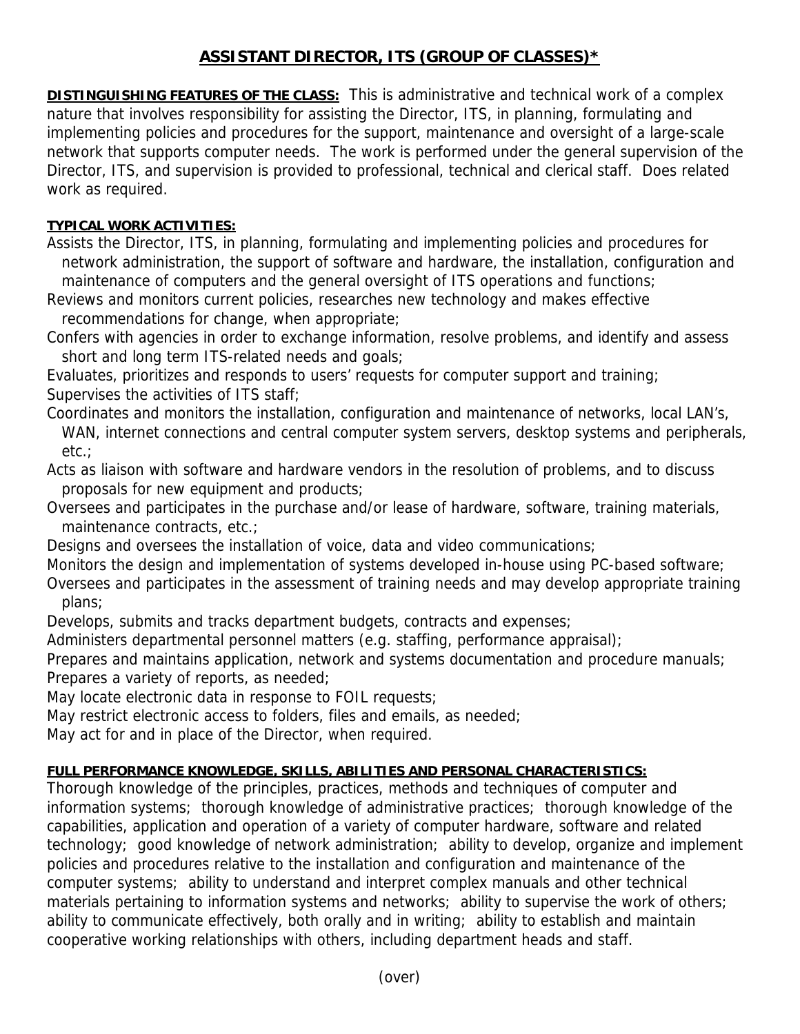# ASSISTANT DIRECTOR, ITS (GROUP OF CLASSES)*

**DISTINGUISHING FEATURES OF THE CLASS:** This is administrative and technical work of a complex nature that involves responsibility for assisting the Director, ITS, in planning, formulating and implementing policies and procedures for the support, maintenance and oversight of a large-scale network that supports computer needs. The work is performed under the general supervision of the Director, ITS, and supervision is provided to professional, technical and clerical staff. Does related work as required.

**TYPICAL WORK ACTIVITIES:**

Assists the Director, ITS, in planning, formulating and implementing policies and procedures for network administration, the support of software and hardware, the installation, configuration and maintenance of computers and the general oversight of ITS operations and functions;

Reviews and monitors current policies, researches new technology and makes effective recommendations for change, when appropriate;

Confers with agencies in order to exchange information, resolve problems, and identify and assess short and long term ITS-related needs and goals;

Evaluates, prioritizes and responds to users' requests for computer support and training;

Supervises the activities of ITS staff;

Coordinates and monitors the installation, configuration and maintenance of networks, local LAN's, WAN, internet connections and central computer system servers, desktop systems and peripherals, etc.;

Acts as liaison with software and hardware vendors in the resolution of problems, and to discuss proposals for new equipment and products;

Oversees and participates in the purchase and/or lease of hardware, software, training materials, maintenance contracts, etc.;

Designs and oversees the installation of voice, data and video communications;

Monitors the design and implementation of systems developed in-house using PC-based software;

Oversees and participates in the assessment of training needs and may develop appropriate training plans;

Develops, submits and tracks department budgets, contracts and expenses;

Administers departmental personnel matters (e.g. staffing, performance appraisal);

Prepares and maintains application, network and systems documentation and procedure manuals;

Prepares a variety of reports, as needed;

May locate electronic data in response to FOIL requests;

May restrict electronic access to folders, files and emails, as needed;

May act for and in place of the Director, when required.

**FULL PERFORMANCE KNOWLEDGE, SKILLS, ABILITIES AND PERSONAL CHARACTERISTICS:**

Thorough knowledge of the principles, practices, methods and techniques of computer and information systems; thorough knowledge of administrative practices; thorough knowledge of the capabilities, application and operation of a variety of computer hardware, software and related technology; good knowledge of network administration; ability to develop, organize and implement policies and procedures relative to the installation and configuration and maintenance of the computer systems; ability to understand and interpret complex manuals and other technical materials pertaining to information systems and networks; ability to supervise the work of others; ability to communicate effectively, both orally and in writing; ability to establish and maintain cooperative working relationships with others, including department heads and staff.

(over)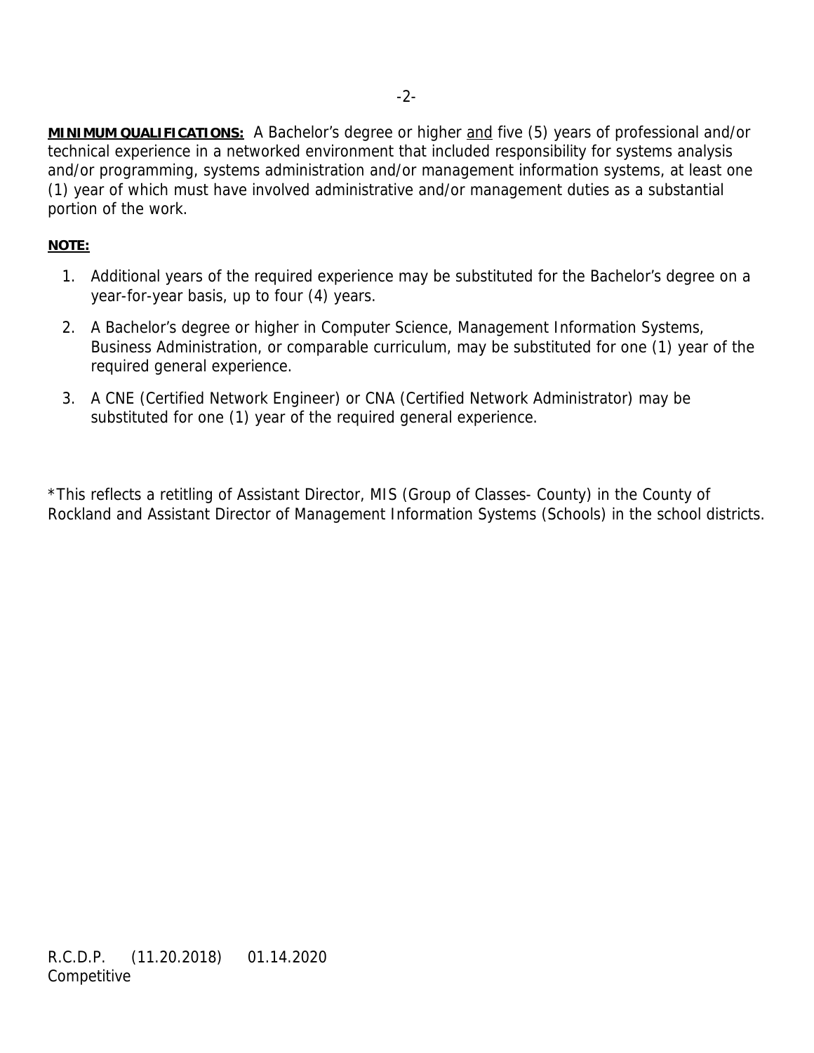**MINIMUM QUALIFICATIONS:** A Bachelor's degree or higher and five (5) years of professional and/or technical experience in a networked environment that included responsibility for systems analysis and/or programming, systems administration and/or management information systems, at least one (1) year of which must have involved administrative and/or management duties as a substantial portion of the work.

**NOTE:**

1. Additional years of the required experience may be substituted for the Bachelor's degree on a year-for-year basis, up to four (4) years.
2. A Bachelor's degree or higher in Computer Science, Management Information Systems, Business Administration, or comparable curriculum, may be substituted for one (1) year of the required general experience.
3. A CNE (Certified Network Engineer) or CNA (Certified Network Administrator) may be substituted for one (1) year of the required general experience.

*This reflects a retitling of Assistant Director, MIS (Group of Classes- County) in the County of Rockland and Assistant Director of Management Information Systems (Schools) in the school districts.

R.C.D.P. (11.20.2018) 01.14.2020
Competitive